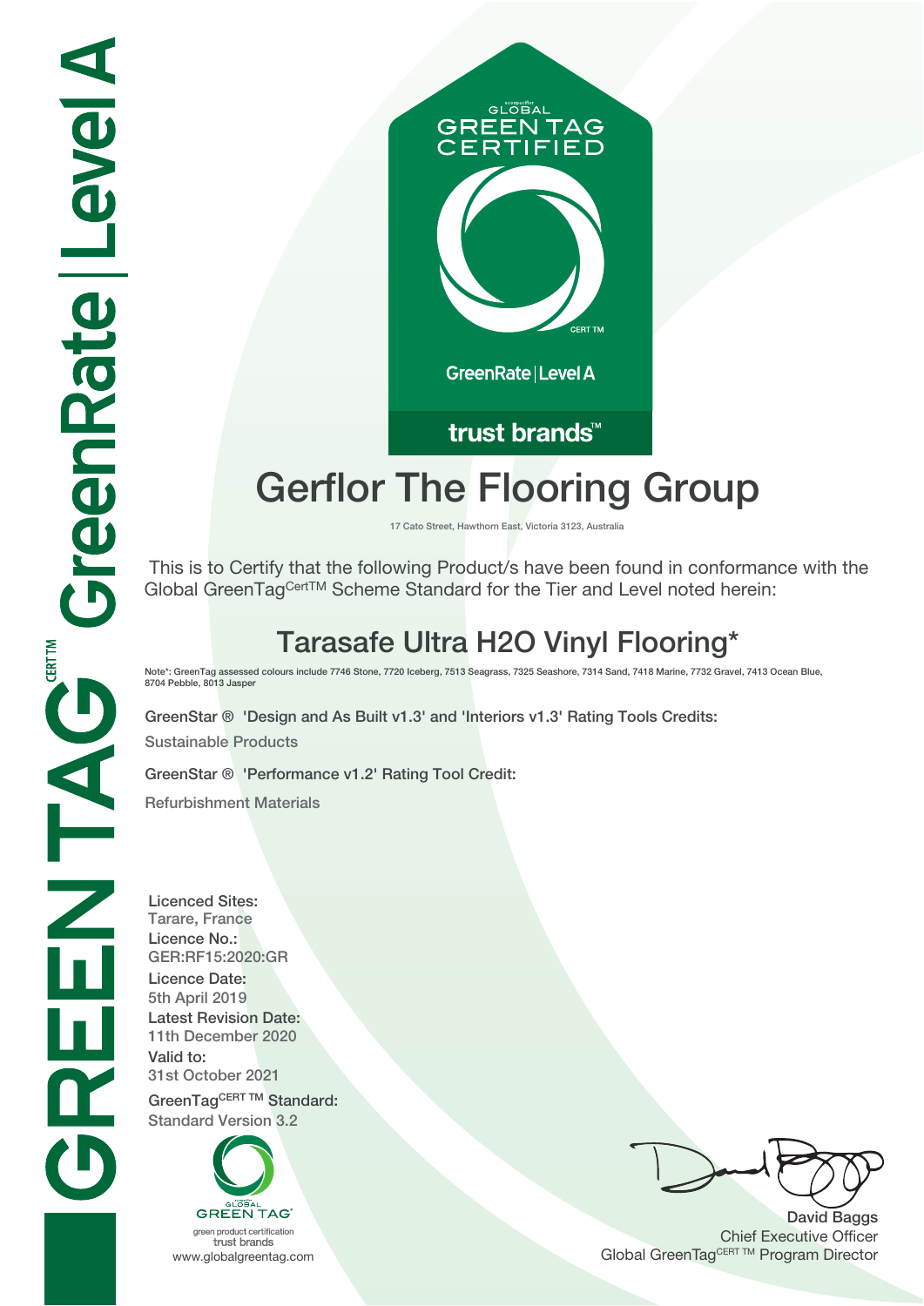GLOBAL GREEN TAG CERTIFIED

CERT TM

GreenRate | Level A

trust brands™

# Gerflor The Flooring Group

17 Cato Street, Hawthorn East, Victoria 3123, Australia

This is to Certify that the following Product/s have been found in conformance with the Global GreenTag[CertTM] Scheme Standard for the Tier and Level noted herein:

## Tarasafe Ultra H2O Vinyl Flooring*

Note*: GreenTag assessed colours include 7746 Stone, 7720 Iceberg, 7513 Seagrass, 7325 Seashore, 7314 Sand, 7418 Marine, 7732 Gravel, 7413 Ocean Blue, 8704 Pebble, 8013 Jasper

**GreenStar ® 'Design and As Built v1.3' and 'Interiors v1.3' Rating Tools Credits:**

Sustainable Products

**GreenStar ® 'Performance v1.2' Rating Tool Credit:**

Refurbishment Materials

**Licenced Sites:**
Tarare, France

**Licence No.:**
GER:RF15:2020:GR

**Licence Date:**
5th April 2019

**Latest Revision Date:**
11th December 2020

**Valid to:**
31st October 2021

**GreenTag[CERT TM] Standard:**
Standard Version 3.2

GLOBAL GREEN TAG
green product certification
trust brands
www.globalgreentag.com

David Baggs
Chief Executive Officer
Global GreenTag[CERT TM] Program Director

GREENTAG[CERT TM] GreenRate | Level A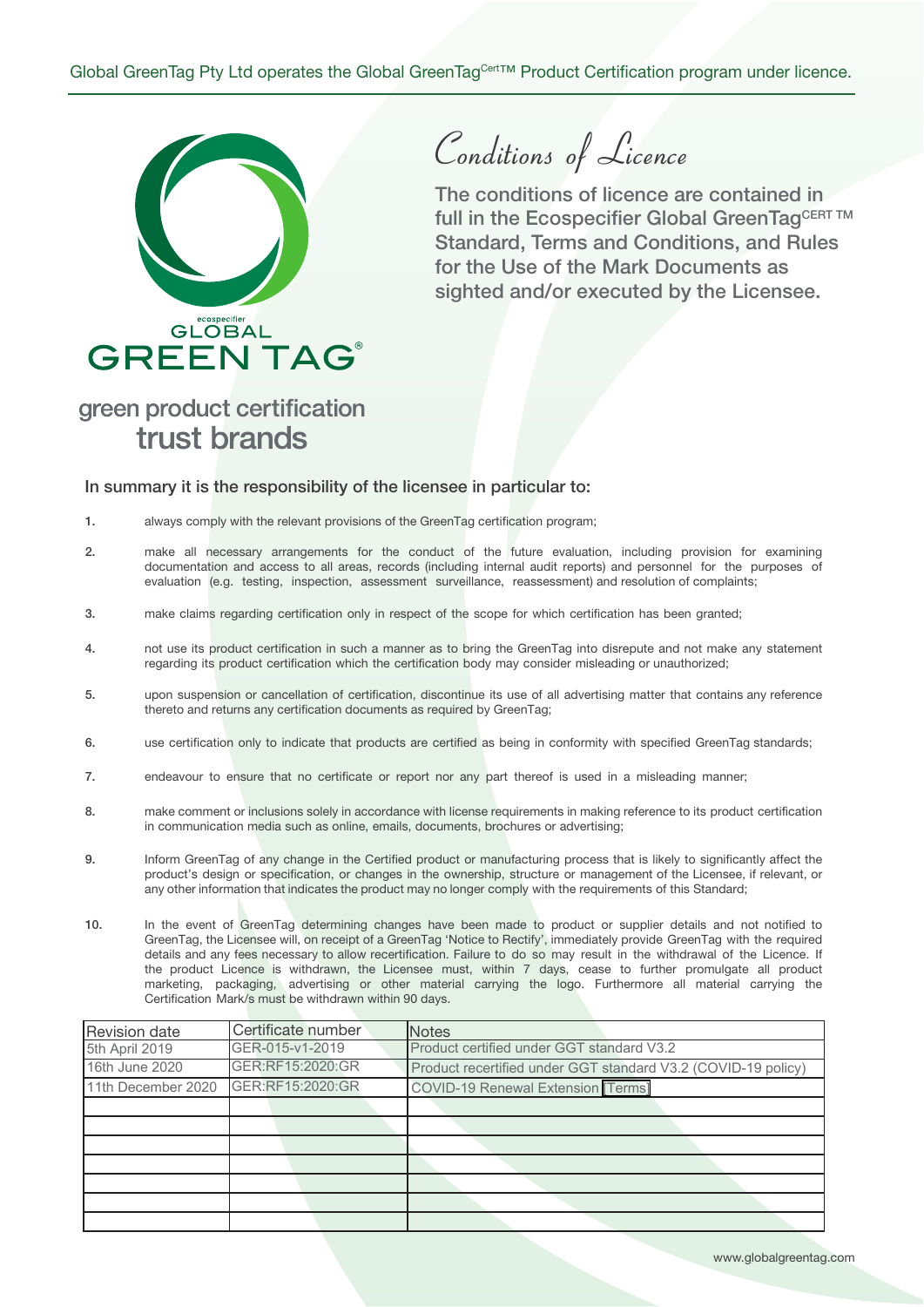Global GreenTag Pty Ltd operates the Global GreenTag[Cert™] Product Certification program under licence.

ecospecifier
GLOBAL
GREEN TAG®

green product certification
trust brands

# Conditions of Licence

**The conditions of licence are contained in full in the Ecospecifier Global GreenTag[CERT TM] Standard, Terms and Conditions, and Rules for the Use of the Mark Documents as sighted and/or executed by the Licensee.**

## In summary it is the responsibility of the licensee in particular to:

1. always comply with the relevant provisions of the GreenTag certification program;
2. make all necessary arrangements for the conduct of the future evaluation, including provision for examining documentation and access to all areas, records (including internal audit reports) and personnel for the purposes of evaluation (e.g. testing, inspection, assessment surveillance, reassessment) and resolution of complaints;
3. make claims regarding certification only in respect of the scope for which certification has been granted;
4. not use its product certification in such a manner as to bring the GreenTag into disrepute and not make any statement regarding its product certification which the certification body may consider misleading or unauthorized;
5. upon suspension or cancellation of certification, discontinue its use of all advertising matter that contains any reference thereto and returns any certification documents as required by GreenTag;
6. use certification only to indicate that products are certified as being in conformity with specified GreenTag standards;
7. endeavour to ensure that no certificate or report nor any part thereof is used in a misleading manner;
8. make comment or inclusions solely in accordance with license requirements in making reference to its product certification in communication media such as online, emails, documents, brochures or advertising;
9. Inform GreenTag of any change in the Certified product or manufacturing process that is likely to significantly affect the product's design or specification, or changes in the ownership, structure or management of the Licensee, if relevant, or any other information that indicates the product may no longer comply with the requirements of this Standard;
10. In the event of GreenTag determining changes have been made to product or supplier details and not notified to GreenTag, the Licensee will, on receipt of a GreenTag 'Notice to Rectify', immediately provide GreenTag with the required details and any fees necessary to allow recertification. Failure to do so may result in the withdrawal of the Licence. If the product Licence is withdrawn, the Licensee must, within 7 days, cease to further promulgate all product marketing, packaging, advertising or other material carrying the logo. Furthermore all material carrying the Certification Mark/s must be withdrawn within 90 days.

| Revision date | Certificate number | Notes |
|---|---|---|
| 5th April 2019 | GER-015-v1-2019 | Product certified under GGT standard V3.2 |
| 16th June 2020 | GER:RF15:2020:GR | Product recertified under GGT standard V3.2 (COVID-19 policy) |
| 11th December 2020 | GER:RF15:2020:GR | COVID-19 Renewal Extension [Terms] |
| | | |
| | | |
| | | |
| | | |
| | | |
| | | |
| | | |

www.globalgreentag.com